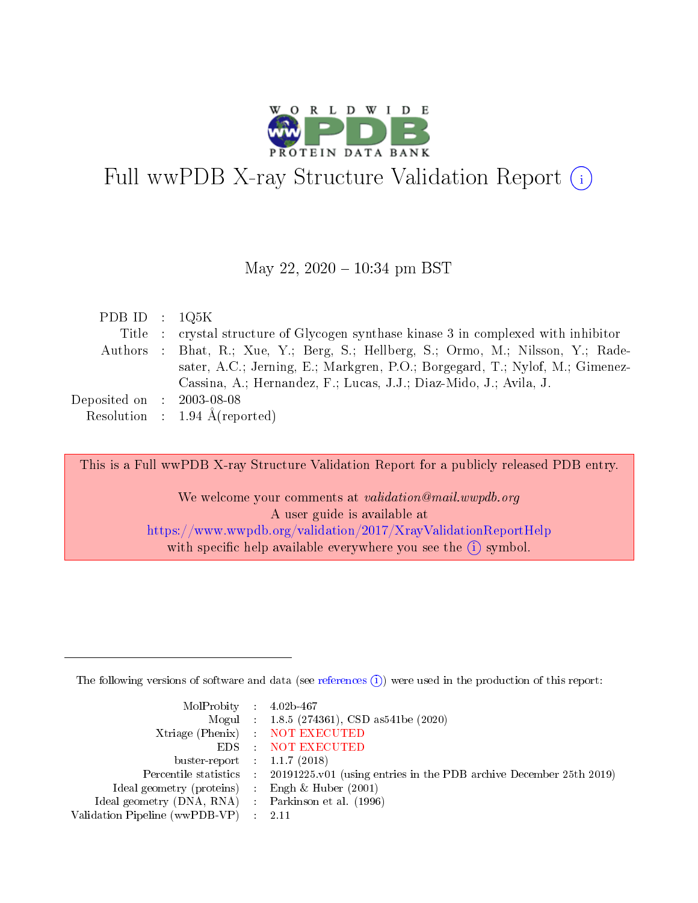# Full wwPDB X-ray Structure Validation Report (i)

May 22, 2020 – 10:34 pm BST

| | | |
|---|---|---|
| PDB ID | : | 1Q5K |
| Title | : | crystal structure of Glycogen synthase kinase 3 in complexed with inhibitor |
| Authors | : | Bhat, R.; Xue, Y.; Berg, S.; Hellberg, S.; Ormo, M.; Nilsson, Y.; Radesater, A.C.; Jerning, E.; Markgren, P.O.; Borgegard, T.; Nylof, M.; Gimenez-Cassina, A.; Hernandez, F.; Lucas, J.J.; Diaz-Mido, J.; Avila, J. |
| Deposited on | : | 2003-08-08 |
| Resolution | : | 1.94 Å(reported) |

This is a Full wwPDB X-ray Structure Validation Report for a publicly released PDB entry.

We welcome your comments at *validation@mail.wwpdb.org*
A user guide is available at
https://www.wwpdb.org/validation/2017/XrayValidationReportHelp
with specific help available everywhere you see the (i) symbol.

The following versions of software and data (see references (i)) were used in the production of this report:

| | | |
|---|---|---|
| MolProbity | : | 4.02b-467 |
| Mogul | : | 1.8.5 (274361), CSD as541be (2020) |
| Xtriage (Phenix) | : | NOT EXECUTED |
| EDS | : | NOT EXECUTED |
| buster-report | : | 1.1.7 (2018) |
| Percentile statistics | : | 20191225.v01 (using entries in the PDB archive December 25th 2019) |
| Ideal geometry (proteins) | : | Engh & Huber (2001) |
| Ideal geometry (DNA, RNA) | : | Parkinson et al. (1996) |
| Validation Pipeline (wwPDB-VP) | : | 2.11 |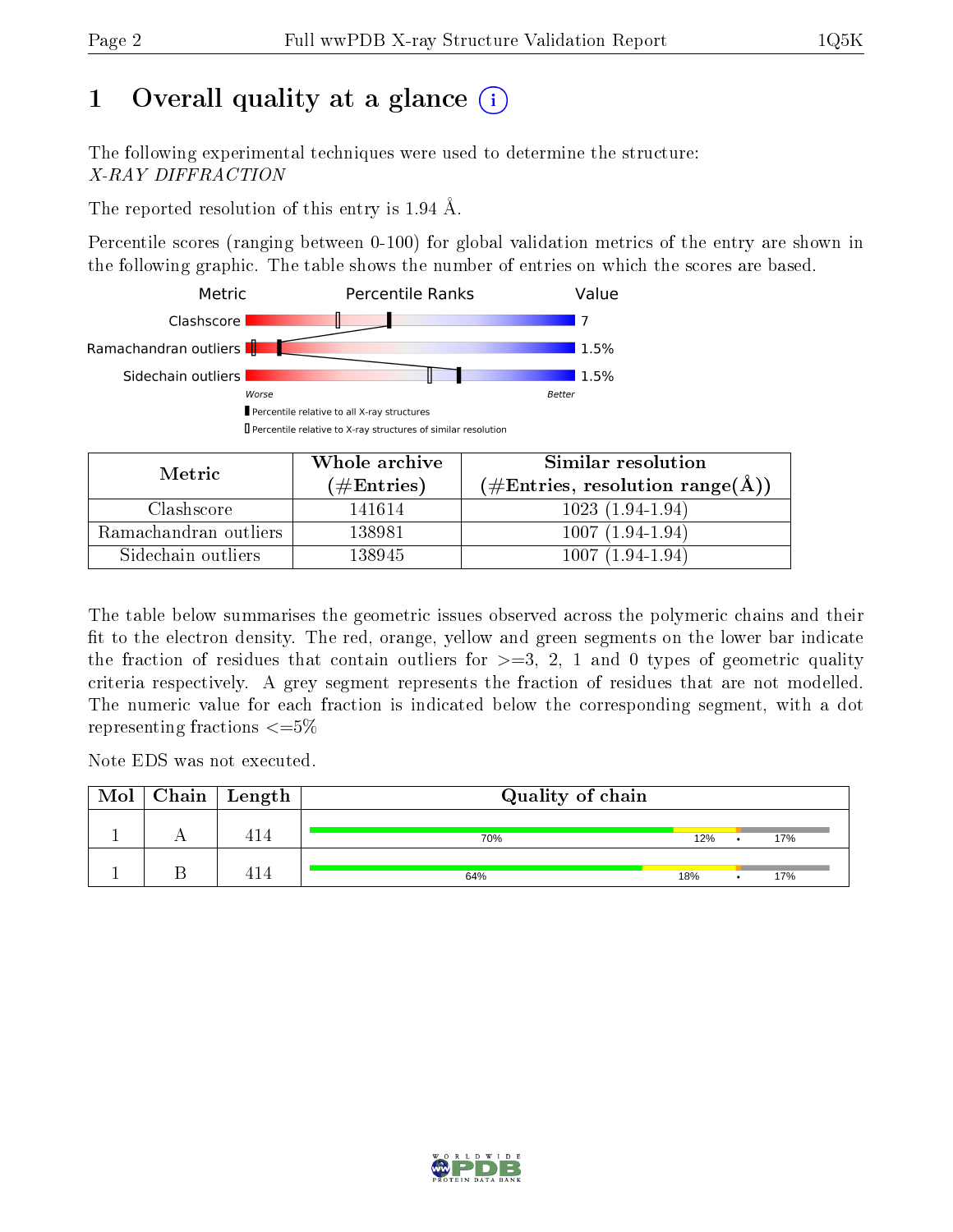# 1 Overall quality at a glance (i)

The following experimental techniques were used to determine the structure:
*X-RAY DIFFRACTION*

The reported resolution of this entry is 1.94 Å.

Percentile scores (ranging between 0-100) for global validation metrics of the entry are shown in the following graphic. The table shows the number of entries on which the scores are based.

| Metric | Value |
|---|---|
| Clashscore | 7 |
| Ramachandran outliers | 1.5% |
| Sidechain outliers | 1.5% |

Worse — Better

▮ Percentile relative to all X-ray structures
▯ Percentile relative to X-ray structures of similar resolution

| Metric | Whole archive (#Entries) | Similar resolution (#Entries, resolution range(Å)) |
|---|---|---|
| Clashscore | 141614 | 1023 (1.94-1.94) |
| Ramachandran outliers | 138981 | 1007 (1.94-1.94) |
| Sidechain outliers | 138945 | 1007 (1.94-1.94) |

The table below summarises the geometric issues observed across the polymeric chains and their fit to the electron density. The red, orange, yellow and green segments on the lower bar indicate the fraction of residues that contain outliers for >=3, 2, 1 and 0 types of geometric quality criteria respectively. A grey segment represents the fraction of residues that are not modelled. The numeric value for each fraction is indicated below the corresponding segment, with a dot representing fractions <=5%

Note EDS was not executed.

| Mol | Chain | Length | Quality of chain |
|---|---|---|---|
| 1 | A | 414 | 70% · 12% · • · 17% |
| 1 | B | 414 | 64% · 18% · • · 17% |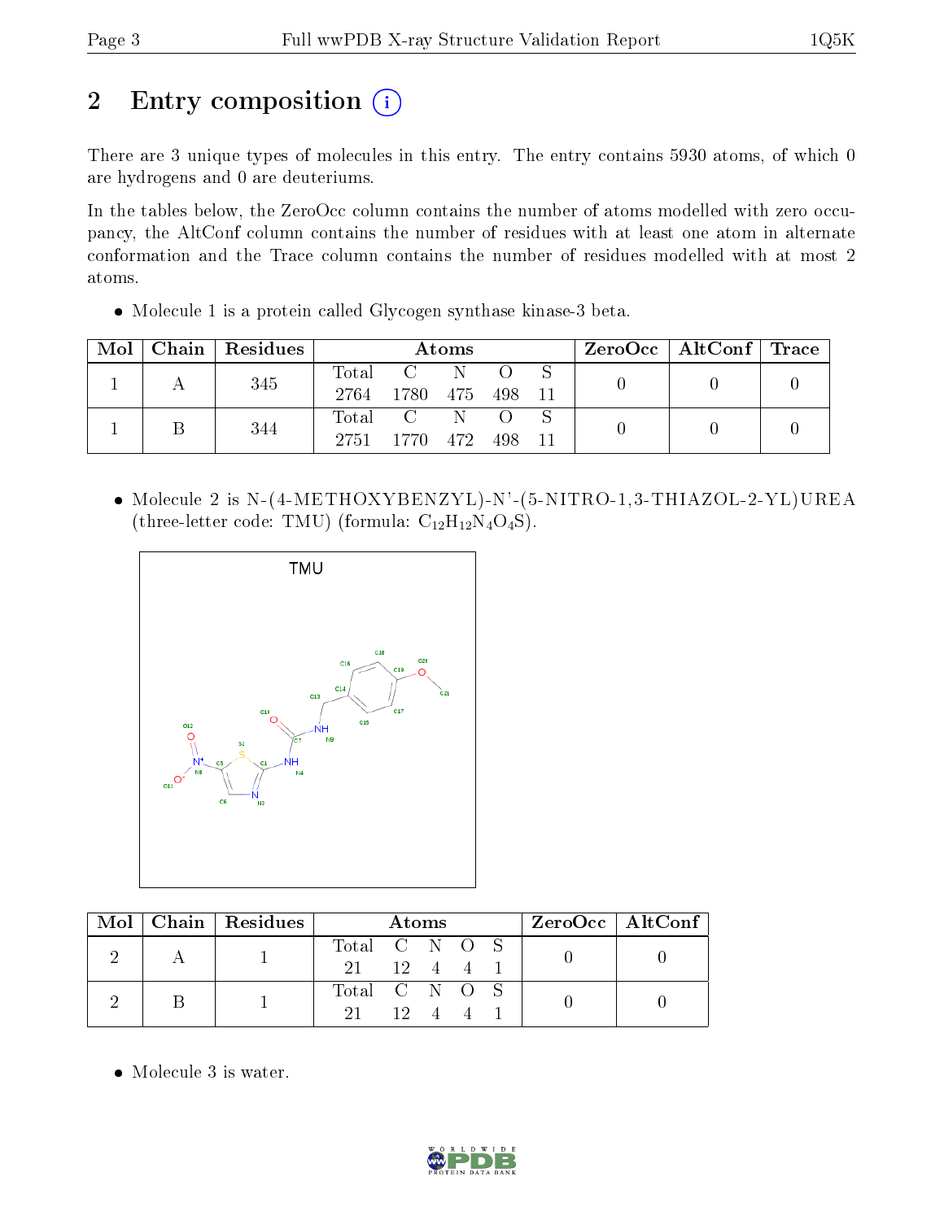# 2 Entry composition

There are 3 unique types of molecules in this entry. The entry contains 5930 atoms, of which 0 are hydrogens and 0 are deuteriums.

In the tables below, the ZeroOcc column contains the number of atoms modelled with zero occupancy, the AltConf column contains the number of residues with at least one atom in alternate conformation and the Trace column contains the number of residues modelled with at most 2 atoms.

- Molecule 1 is a protein called Glycogen synthase kinase-3 beta.

| Mol | Chain | Residues | Atoms | | | | | ZeroOcc | AltConf | Trace |
|---|---|---|---|---|---|---|---|---|---|---|
| 1 | A | 345 | Total | C | N | O | S | 0 | 0 | 0 |
| | | | 2764 | 1780 | 475 | 498 | 11 | | | |
| 1 | B | 344 | Total | C | N | O | S | 0 | 0 | 0 |
| | | | 2751 | 1770 | 472 | 498 | 11 | | | |

- Molecule 2 is N-(4-METHOXYBENZYL)-N'-(5-NITRO-1,3-THIAZOL-2-YL)UREA (three-letter code: TMU) (formula: $C_{12}H_{12}N_4O_4S$).

| Mol | Chain | Residues | Atoms | | | | | ZeroOcc | AltConf |
|---|---|---|---|---|---|---|---|---|---|
| 2 | A | 1 | Total | C | N | O | S | 0 | 0 |
| | | | 21 | 12 | 4 | 4 | 1 | | |
| 2 | B | 1 | Total | C | N | O | S | 0 | 0 |
| | | | 21 | 12 | 4 | 4 | 1 | | |

- Molecule 3 is water.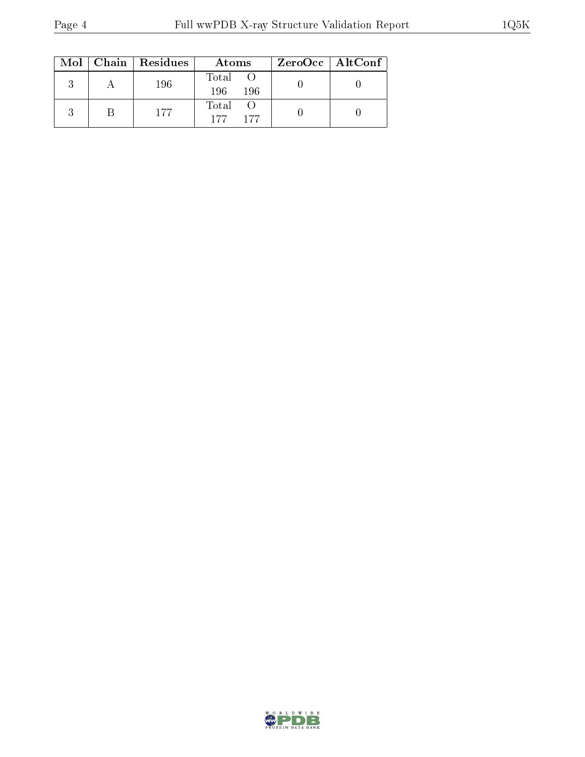| Mol | Chain | Residues | Atoms | | ZeroOcc | AltConf |
|---|---|---|---|---|---|---|
| | | | Total | O | | |
| 3 | A | 196 | 196 | 196 | 0 | 0 |
| 3 | B | 177 | 177 | 177 | 0 | 0 |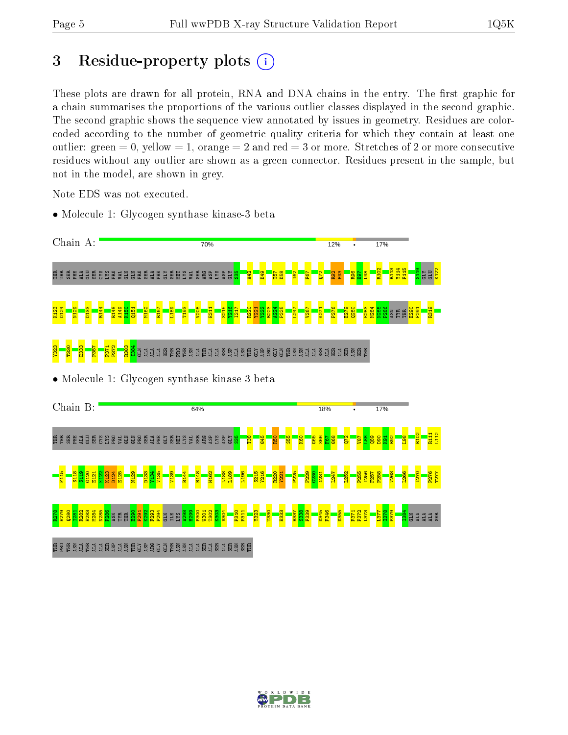# 3 Residue-property plots

These plots are drawn for all protein, RNA and DNA chains in the entry. The first graphic for a chain summarises the proportions of the various outlier classes displayed in the second graphic. The second graphic shows the sequence view annotated by issues in geometry. Residues are color-coded according to the number of geometric quality criteria for which they contain at least one outlier: green = 0, yellow = 1, orange = 2 and red = 3 or more. Stretches of 2 or more consecutive residues without any outlier are shown as a green connector. Residues present in the sample, but not in the model, are shown in grey.

Note EDS was not executed.

- Molecule 1: Glycogen synthase kinase-3 beta

Chain A: 70% 12% • 17%

THR THR SER PHE ALA GLU SER CYS LYS PRO VAL GLN GLN PRO SER ALA PHE GLY SER MET LYS VAL SER ARG ASP LYS ASP GLY S35 A42 D49 T57 D58 I62 F67 Q72 R92 F93 R96 E97 L98 R102 R113 Y114 F115 S119 GLY GLU K122 K123 D124 N129 D133 R144 R148 A149 K150 Q151 M162 R167 L189 T193 V208 E211 S215 Y216 I217 R220 Y221 V222 R223 A224 P225 L247 V267 K271 P276 E279 Q280 E283 M284 N285 P286 ASN TYR THR E290 F291 R319 Y323 T330 E333 P357 P371 P372 R383 I384 GLN ALA ALA ALA SER THR PRO THR ASN ALA THR ALA ALA SER ASP ALA ASN THR GLY ASP ARG GLY GLN THR ASN ASN ALA ALA SER ALA SER ALA SER ASN SER THR

- Molecule 1: Glycogen synthase kinase-3 beta

Chain B: 64% 18% • 17%

THR THR SER PHE ALA GLU SER CYS LYS PRO VAL GLN GLN PRO SER ALA PHE GLY SER MET LYS VAL SER ARG ASP LYS ASP GLY S35 T38 G45 R50 S55 K60 G65 S66 F67 G68 Q72 V87 L88 Q89 D90 K91 R92 L98 R102 R111 L112 F115 S118 S119 G120 E121 K122 K123 D124 E125 N129 D133 Y134 V135 V139 R144 R148 M162 L188 L189 L196 S215 Y216 R220 Y221 P225 F229 G230 A231 L247 L252 P255 I256 F257 P258 V263 L266 I270 P276 T277 R278 E279 Q280 Y281 R282 E283 M284 N285 P286 ASN TYR THR E290 F291 K292 F293 P294 GLN ILE LYS A298 H299 P300 W301 T302 K303 V304 P310 P311 Y323 T330 E333 H337 S338 F339 D345 P346 D355 P371 P372 L373 L377 I378 P379 I384 GLN ALA ALA ALA SER THR PRO THR ASN ALA THR ALA ALA SER ASP ALA ASN THR GLY ASP ARG GLY GLN THR ASN ASN ALA ALA SER ALA SER ALA SER ASN SER THR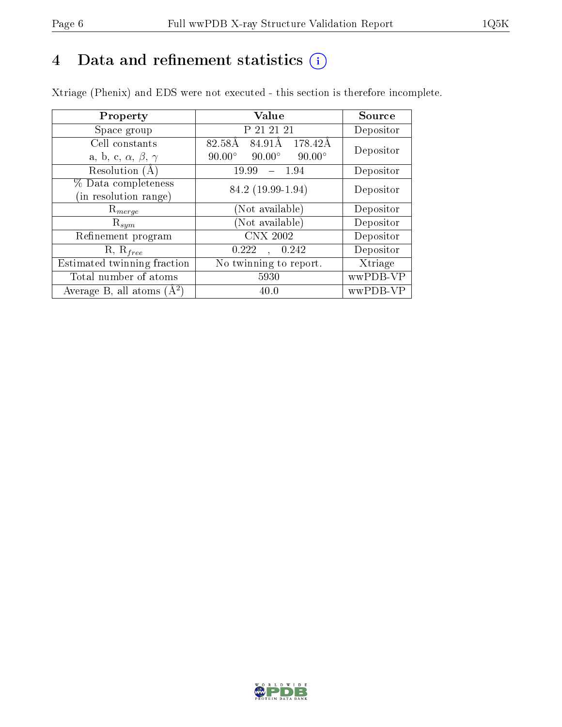# 4 Data and refinement statistics

Xtriage (Phenix) and EDS were not executed - this section is therefore incomplete.

| Property | Value | Source |
|---|---|---|
| Space group | P 21 21 21 | Depositor |
| Cell constants<br>a, b, c, $\alpha$, $\beta$, $\gamma$ | 82.58Å 84.91Å 178.42Å<br>90.00° 90.00° 90.00° | Depositor |
| Resolution (Å) | 19.99 – 1.94 | Depositor |
| % Data completeness<br>(in resolution range) | 84.2 (19.99-1.94) | Depositor |
| $R_{merge}$ | (Not available) | Depositor |
| $R_{sym}$ | (Not available) | Depositor |
| Refinement program | CNX 2002 | Depositor |
| R, $R_{free}$ | 0.222 , 0.242 | Depositor |
| Estimated twinning fraction | No twinning to report. | Xtriage |
| Total number of atoms | 5930 | wwPDB-VP |
| Average B, all atoms ($Å^2$) | 40.0 | wwPDB-VP |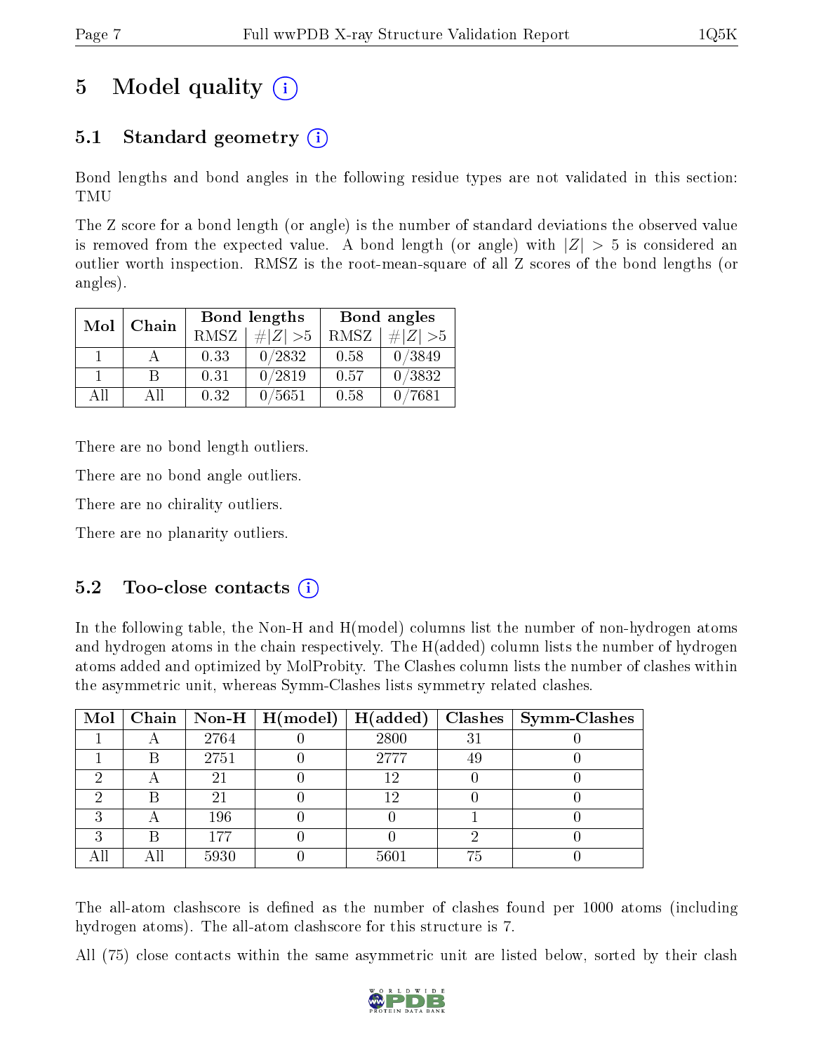# 5 Model quality (i)

## 5.1 Standard geometry (i)

Bond lengths and bond angles in the following residue types are not validated in this section: TMU

The Z score for a bond length (or angle) is the number of standard deviations the observed value is removed from the expected value. A bond length (or angle) with $|Z| > 5$ is considered an outlier worth inspection. RMSZ is the root-mean-square of all Z scores of the bond lengths (or angles).

| Mol | Chain | Bond lengths | | Bond angles | |
|---|---|---|---|---|---|
| | | RMSZ | #$\|Z\|$ >5 | RMSZ | #$\|Z\|$ >5 |
| 1 | A | 0.33 | 0/2832 | 0.58 | 0/3849 |
| 1 | B | 0.31 | 0/2819 | 0.57 | 0/3832 |
| All | All | 0.32 | 0/5651 | 0.58 | 0/7681 |

There are no bond length outliers.

There are no bond angle outliers.

There are no chirality outliers.

There are no planarity outliers.

## 5.2 Too-close contacts (i)

In the following table, the Non-H and H(model) columns list the number of non-hydrogen atoms and hydrogen atoms in the chain respectively. The H(added) column lists the number of hydrogen atoms added and optimized by MolProbity. The Clashes column lists the number of clashes within the asymmetric unit, whereas Symm-Clashes lists symmetry related clashes.

| Mol | Chain | Non-H | H(model) | H(added) | Clashes | Symm-Clashes |
|---|---|---|---|---|---|---|
| 1 | A | 2764 | 0 | 2800 | 31 | 0 |
| 1 | B | 2751 | 0 | 2777 | 49 | 0 |
| 2 | A | 21 | 0 | 12 | 0 | 0 |
| 2 | B | 21 | 0 | 12 | 0 | 0 |
| 3 | A | 196 | 0 | 0 | 1 | 0 |
| 3 | B | 177 | 0 | 0 | 2 | 0 |
| All | All | 5930 | 0 | 5601 | 75 | 0 |

The all-atom clashscore is defined as the number of clashes found per 1000 atoms (including hydrogen atoms). The all-atom clashscore for this structure is 7.

All (75) close contacts within the same asymmetric unit are listed below, sorted by their clash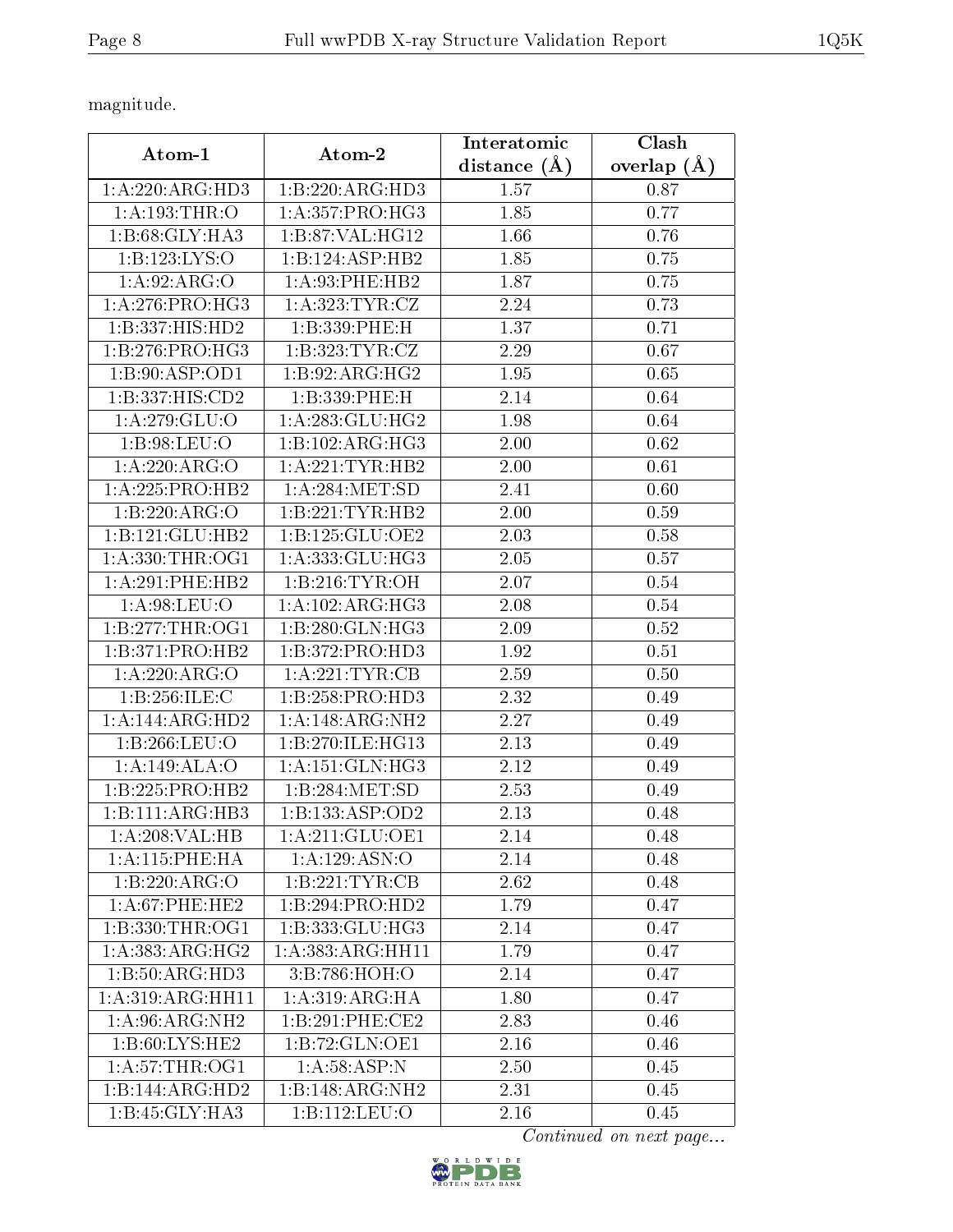magnitude.

| Atom-1 | Atom-2 | Interatomic distance (Å) | Clash overlap (Å) |
|---|---|---|---|
| 1:A:220:ARG:HD3 | 1:B:220:ARG:HD3 | 1.57 | 0.87 |
| 1:A:193:THR:O | 1:A:357:PRO:HG3 | 1.85 | 0.77 |
| 1:B:68:GLY:HA3 | 1:B:87:VAL:HG12 | 1.66 | 0.76 |
| 1:B:123:LYS:O | 1:B:124:ASP:HB2 | 1.85 | 0.75 |
| 1:A:92:ARG:O | 1:A:93:PHE:HB2 | 1.87 | 0.75 |
| 1:A:276:PRO:HG3 | 1:A:323:TYR:CZ | 2.24 | 0.73 |
| 1:B:337:HIS:HD2 | 1:B:339:PHE:H | 1.37 | 0.71 |
| 1:B:276:PRO:HG3 | 1:B:323:TYR:CZ | 2.29 | 0.67 |
| 1:B:90:ASP:OD1 | 1:B:92:ARG:HG2 | 1.95 | 0.65 |
| 1:B:337:HIS:CD2 | 1:B:339:PHE:H | 2.14 | 0.64 |
| 1:A:279:GLU:O | 1:A:283:GLU:HG2 | 1.98 | 0.64 |
| 1:B:98:LEU:O | 1:B:102:ARG:HG3 | 2.00 | 0.62 |
| 1:A:220:ARG:O | 1:A:221:TYR:HB2 | 2.00 | 0.61 |
| 1:A:225:PRO:HB2 | 1:A:284:MET:SD | 2.41 | 0.60 |
| 1:B:220:ARG:O | 1:B:221:TYR:HB2 | 2.00 | 0.59 |
| 1:B:121:GLU:HB2 | 1:B:125:GLU:OE2 | 2.03 | 0.58 |
| 1:A:330:THR:OG1 | 1:A:333:GLU:HG3 | 2.05 | 0.57 |
| 1:A:291:PHE:HB2 | 1:B:216:TYR:OH | 2.07 | 0.54 |
| 1:A:98:LEU:O | 1:A:102:ARG:HG3 | 2.08 | 0.54 |
| 1:B:277:THR:OG1 | 1:B:280:GLN:HG3 | 2.09 | 0.52 |
| 1:B:371:PRO:HB2 | 1:B:372:PRO:HD3 | 1.92 | 0.51 |
| 1:A:220:ARG:O | 1:A:221:TYR:CB | 2.59 | 0.50 |
| 1:B:256:ILE:C | 1:B:258:PRO:HD3 | 2.32 | 0.49 |
| 1:A:144:ARG:HD2 | 1:A:148:ARG:NH2 | 2.27 | 0.49 |
| 1:B:266:LEU:O | 1:B:270:ILE:HG13 | 2.13 | 0.49 |
| 1:A:149:ALA:O | 1:A:151:GLN:HG3 | 2.12 | 0.49 |
| 1:B:225:PRO:HB2 | 1:B:284:MET:SD | 2.53 | 0.49 |
| 1:B:111:ARG:HB3 | 1:B:133:ASP:OD2 | 2.13 | 0.48 |
| 1:A:208:VAL:HB | 1:A:211:GLU:OE1 | 2.14 | 0.48 |
| 1:A:115:PHE:HA | 1:A:129:ASN:O | 2.14 | 0.48 |
| 1:B:220:ARG:O | 1:B:221:TYR:CB | 2.62 | 0.48 |
| 1:A:67:PHE:HE2 | 1:B:294:PRO:HD2 | 1.79 | 0.47 |
| 1:B:330:THR:OG1 | 1:B:333:GLU:HG3 | 2.14 | 0.47 |
| 1:A:383:ARG:HG2 | 1:A:383:ARG:HH11 | 1.79 | 0.47 |
| 1:B:50:ARG:HD3 | 3:B:786:HOH:O | 2.14 | 0.47 |
| 1:A:319:ARG:HH11 | 1:A:319:ARG:HA | 1.80 | 0.47 |
| 1:A:96:ARG:NH2 | 1:B:291:PHE:CE2 | 2.83 | 0.46 |
| 1:B:60:LYS:HE2 | 1:B:72:GLN:OE1 | 2.16 | 0.46 |
| 1:A:57:THR:OG1 | 1:A:58:ASP:N | 2.50 | 0.45 |
| 1:B:144:ARG:HD2 | 1:B:148:ARG:NH2 | 2.31 | 0.45 |
| 1:B:45:GLY:HA3 | 1:B:112:LEU:O | 2.16 | 0.45 |

*Continued on next page...*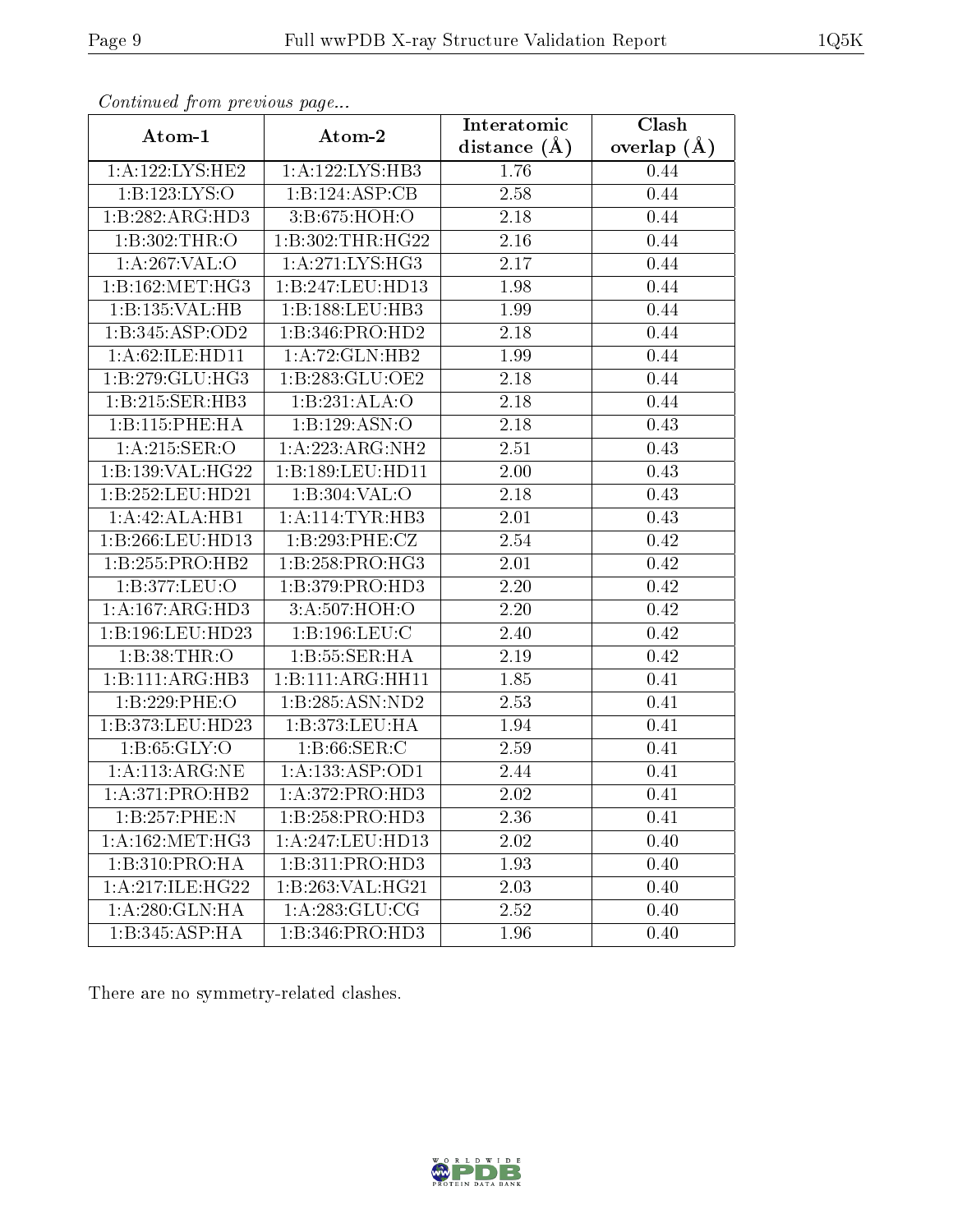*Continued from previous page...*

| Atom-1 | Atom-2 | Interatomic distance (Å) | Clash overlap (Å) |
|---|---|---|---|
| 1:A:122:LYS:HE2 | 1:A:122:LYS:HB3 | 1.76 | 0.44 |
| 1:B:123:LYS:O | 1:B:124:ASP:CB | 2.58 | 0.44 |
| 1:B:282:ARG:HD3 | 3:B:675:HOH:O | 2.18 | 0.44 |
| 1:B:302:THR:O | 1:B:302:THR:HG22 | 2.16 | 0.44 |
| 1:A:267:VAL:O | 1:A:271:LYS:HG3 | 2.17 | 0.44 |
| 1:B:162:MET:HG3 | 1:B:247:LEU:HD13 | 1.98 | 0.44 |
| 1:B:135:VAL:HB | 1:B:188:LEU:HB3 | 1.99 | 0.44 |
| 1:B:345:ASP:OD2 | 1:B:346:PRO:HD2 | 2.18 | 0.44 |
| 1:A:62:ILE:HD11 | 1:A:72:GLN:HB2 | 1.99 | 0.44 |
| 1:B:279:GLU:HG3 | 1:B:283:GLU:OE2 | 2.18 | 0.44 |
| 1:B:215:SER:HB3 | 1:B:231:ALA:O | 2.18 | 0.44 |
| 1:B:115:PHE:HA | 1:B:129:ASN:O | 2.18 | 0.43 |
| 1:A:215:SER:O | 1:A:223:ARG:NH2 | 2.51 | 0.43 |
| 1:B:139:VAL:HG22 | 1:B:189:LEU:HD11 | 2.00 | 0.43 |
| 1:B:252:LEU:HD21 | 1:B:304:VAL:O | 2.18 | 0.43 |
| 1:A:42:ALA:HB1 | 1:A:114:TYR:HB3 | 2.01 | 0.43 |
| 1:B:266:LEU:HD13 | 1:B:293:PHE:CZ | 2.54 | 0.42 |
| 1:B:255:PRO:HB2 | 1:B:258:PRO:HG3 | 2.01 | 0.42 |
| 1:B:377:LEU:O | 1:B:379:PRO:HD3 | 2.20 | 0.42 |
| 1:A:167:ARG:HD3 | 3:A:507:HOH:O | 2.20 | 0.42 |
| 1:B:196:LEU:HD23 | 1:B:196:LEU:C | 2.40 | 0.42 |
| 1:B:38:THR:O | 1:B:55:SER:HA | 2.19 | 0.42 |
| 1:B:111:ARG:HB3 | 1:B:111:ARG:HH11 | 1.85 | 0.41 |
| 1:B:229:PHE:O | 1:B:285:ASN:ND2 | 2.53 | 0.41 |
| 1:B:373:LEU:HD23 | 1:B:373:LEU:HA | 1.94 | 0.41 |
| 1:B:65:GLY:O | 1:B:66:SER:C | 2.59 | 0.41 |
| 1:A:113:ARG:NE | 1:A:133:ASP:OD1 | 2.44 | 0.41 |
| 1:A:371:PRO:HB2 | 1:A:372:PRO:HD3 | 2.02 | 0.41 |
| 1:B:257:PHE:N | 1:B:258:PRO:HD3 | 2.36 | 0.41 |
| 1:A:162:MET:HG3 | 1:A:247:LEU:HD13 | 2.02 | 0.40 |
| 1:B:310:PRO:HA | 1:B:311:PRO:HD3 | 1.93 | 0.40 |
| 1:A:217:ILE:HG22 | 1:B:263:VAL:HG21 | 2.03 | 0.40 |
| 1:A:280:GLN:HA | 1:A:283:GLU:CG | 2.52 | 0.40 |
| 1:B:345:ASP:HA | 1:B:346:PRO:HD3 | 1.96 | 0.40 |

There are no symmetry-related clashes.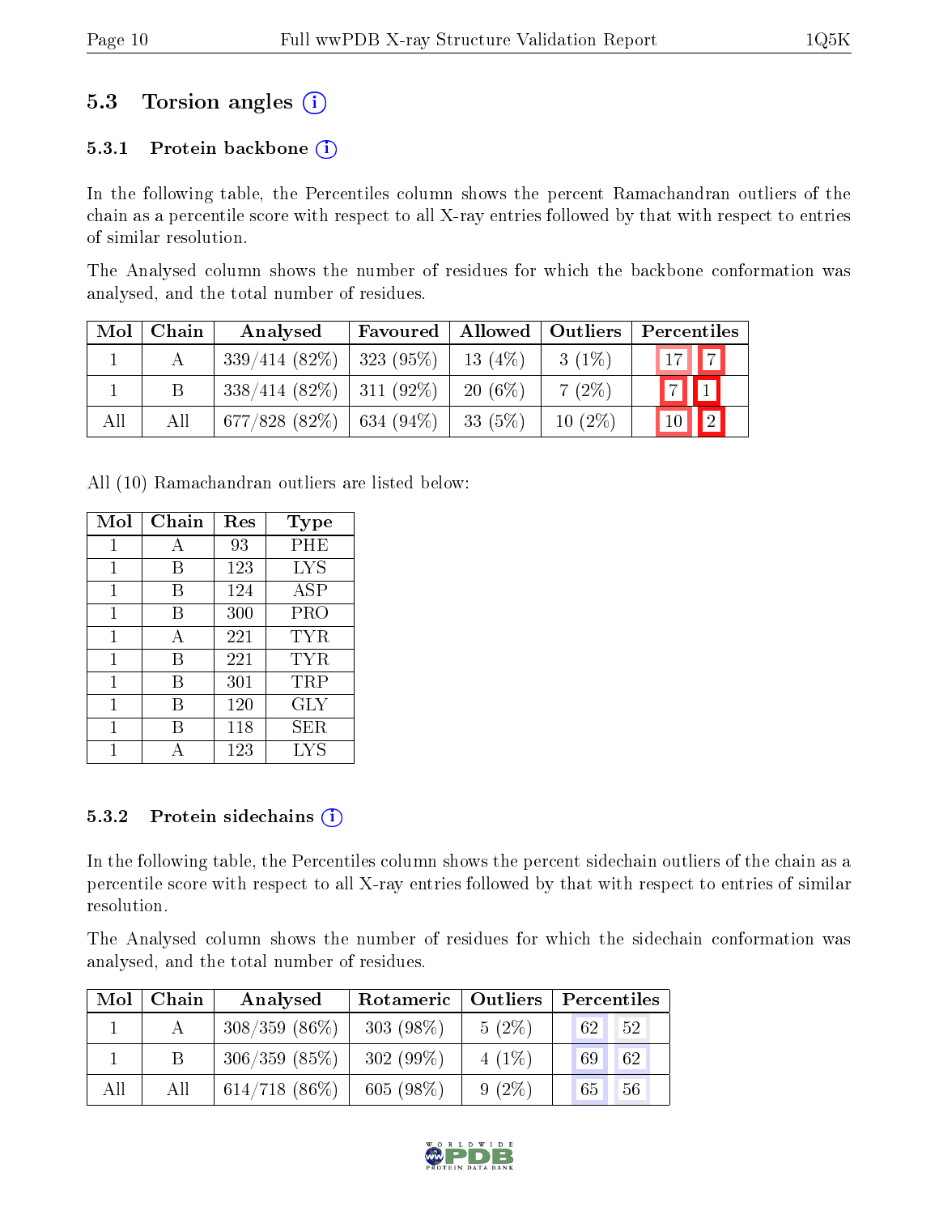## 5.3 Torsion angles

### 5.3.1 Protein backbone

In the following table, the Percentiles column shows the percent Ramachandran outliers of the chain as a percentile score with respect to all X-ray entries followed by that with respect to entries of similar resolution.

The Analysed column shows the number of residues for which the backbone conformation was analysed, and the total number of residues.

| Mol | Chain | Analysed | Favoured | Allowed | Outliers | Percentiles | |
|---|---|---|---|---|---|---|---|
| 1 | A | 339/414 (82%) | 323 (95%) | 13 (4%) | 3 (1%) | 17 | 7 |
| 1 | B | 338/414 (82%) | 311 (92%) | 20 (6%) | 7 (2%) | 7 | 1 |
| All | All | 677/828 (82%) | 634 (94%) | 33 (5%) | 10 (2%) | 10 | 2 |

All (10) Ramachandran outliers are listed below:

| Mol | Chain | Res | Type |
|---|---|---|---|
| 1 | A | 93 | PHE |
| 1 | B | 123 | LYS |
| 1 | B | 124 | ASP |
| 1 | B | 300 | PRO |
| 1 | A | 221 | TYR |
| 1 | B | 221 | TYR |
| 1 | B | 301 | TRP |
| 1 | B | 120 | GLY |
| 1 | B | 118 | SER |
| 1 | A | 123 | LYS |

### 5.3.2 Protein sidechains

In the following table, the Percentiles column shows the percent sidechain outliers of the chain as a percentile score with respect to all X-ray entries followed by that with respect to entries of similar resolution.

The Analysed column shows the number of residues for which the sidechain conformation was analysed, and the total number of residues.

| Mol | Chain | Analysed | Rotameric | Outliers | Percentiles | |
|---|---|---|---|---|---|---|
| 1 | A | 308/359 (86%) | 303 (98%) | 5 (2%) | 62 | 52 |
| 1 | B | 306/359 (85%) | 302 (99%) | 4 (1%) | 69 | 62 |
| All | All | 614/718 (86%) | 605 (98%) | 9 (2%) | 65 | 56 |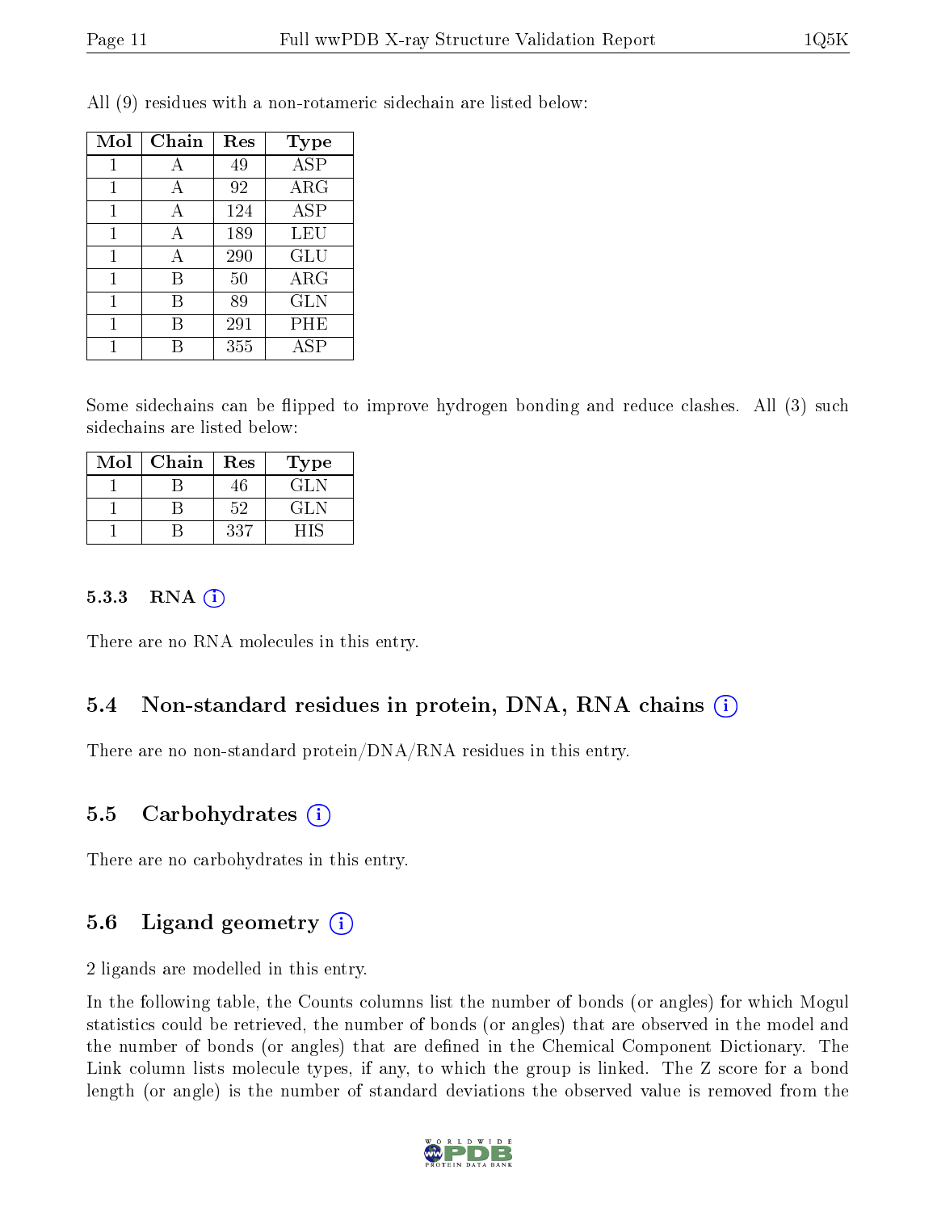All (9) residues with a non-rotameric sidechain are listed below:

| Mol | Chain | Res | Type |
|---|---|---|---|
| 1 | A | 49 | ASP |
| 1 | A | 92 | ARG |
| 1 | A | 124 | ASP |
| 1 | A | 189 | LEU |
| 1 | A | 290 | GLU |
| 1 | B | 50 | ARG |
| 1 | B | 89 | GLN |
| 1 | B | 291 | PHE |
| 1 | B | 355 | ASP |

Some sidechains can be flipped to improve hydrogen bonding and reduce clashes. All (3) such sidechains are listed below:

| Mol | Chain | Res | Type |
|---|---|---|---|
| 1 | B | 46 | GLN |
| 1 | B | 52 | GLN |
| 1 | B | 337 | HIS |

#### 5.3.3 RNA

There are no RNA molecules in this entry.

### 5.4 Non-standard residues in protein, DNA, RNA chains

There are no non-standard protein/DNA/RNA residues in this entry.

### 5.5 Carbohydrates

There are no carbohydrates in this entry.

### 5.6 Ligand geometry

2 ligands are modelled in this entry.

In the following table, the Counts columns list the number of bonds (or angles) for which Mogul statistics could be retrieved, the number of bonds (or angles) that are observed in the model and the number of bonds (or angles) that are defined in the Chemical Component Dictionary. The Link column lists molecule types, if any, to which the group is linked. The Z score for a bond length (or angle) is the number of standard deviations the observed value is removed from the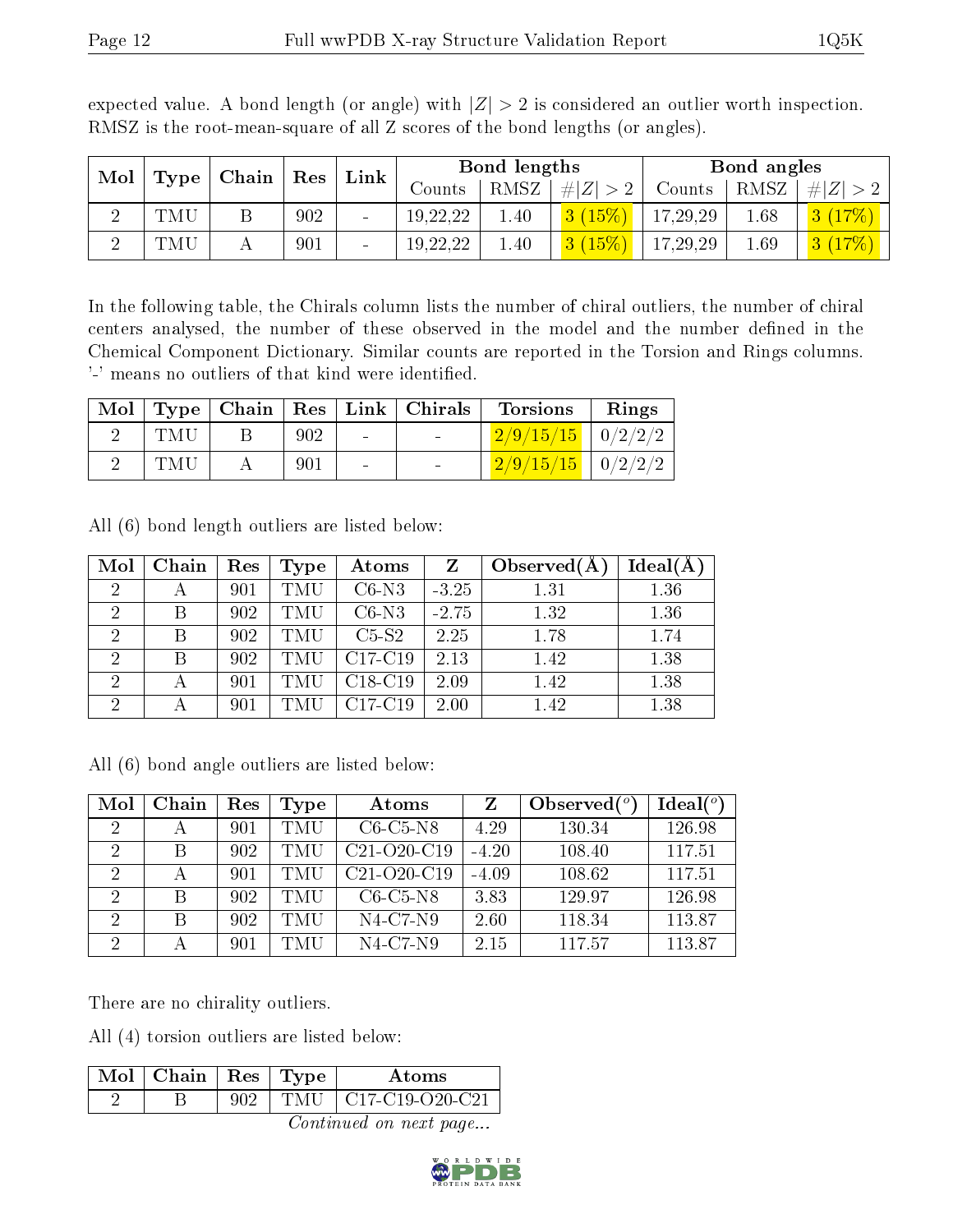expected value. A bond length (or angle) with $|Z| > 2$ is considered an outlier worth inspection. RMSZ is the root-mean-square of all Z scores of the bond lengths (or angles).

| Mol | Type | Chain | Res | Link | Bond lengths | | | Bond angles | | |
|---|---|---|---|---|---|---|---|---|---|---|
| | | | | | Counts | RMSZ | $\#\|Z\| > 2$ | Counts | RMSZ | $\#\|Z\| > 2$ |
| 2 | TMU | B | 902 | - | 19,22,22 | 1.40 | 3 (15%) | 17,29,29 | 1.68 | 3 (17%) |
| 2 | TMU | A | 901 | - | 19,22,22 | 1.40 | 3 (15%) | 17,29,29 | 1.69 | 3 (17%) |

In the following table, the Chirals column lists the number of chiral outliers, the number of chiral centers analysed, the number of these observed in the model and the number defined in the Chemical Component Dictionary. Similar counts are reported in the Torsion and Rings columns. '-' means no outliers of that kind were identified.

| Mol | Type | Chain | Res | Link | Chirals | Torsions | Rings |
|---|---|---|---|---|---|---|---|
| 2 | TMU | B | 902 | - | - | 2/9/15/15 | 0/2/2/2 |
| 2 | TMU | A | 901 | - | - | 2/9/15/15 | 0/2/2/2 |

All (6) bond length outliers are listed below:

| Mol | Chain | Res | Type | Atoms | Z | Observed(Å) | Ideal(Å) |
|---|---|---|---|---|---|---|---|
| 2 | A | 901 | TMU | C6-N3 | -3.25 | 1.31 | 1.36 |
| 2 | B | 902 | TMU | C6-N3 | -2.75 | 1.32 | 1.36 |
| 2 | B | 902 | TMU | C5-S2 | 2.25 | 1.78 | 1.74 |
| 2 | B | 902 | TMU | C17-C19 | 2.13 | 1.42 | 1.38 |
| 2 | A | 901 | TMU | C18-C19 | 2.09 | 1.42 | 1.38 |
| 2 | A | 901 | TMU | C17-C19 | 2.00 | 1.42 | 1.38 |

All (6) bond angle outliers are listed below:

| Mol | Chain | Res | Type | Atoms | Z | Observed($^o$) | Ideal($^o$) |
|---|---|---|---|---|---|---|---|
| 2 | A | 901 | TMU | C6-C5-N8 | 4.29 | 130.34 | 126.98 |
| 2 | B | 902 | TMU | C21-O20-C19 | -4.20 | 108.40 | 117.51 |
| 2 | A | 901 | TMU | C21-O20-C19 | -4.09 | 108.62 | 117.51 |
| 2 | B | 902 | TMU | C6-C5-N8 | 3.83 | 129.97 | 126.98 |
| 2 | B | 902 | TMU | N4-C7-N9 | 2.60 | 118.34 | 113.87 |
| 2 | A | 901 | TMU | N4-C7-N9 | 2.15 | 117.57 | 113.87 |

There are no chirality outliers.

All (4) torsion outliers are listed below:

| Mol | Chain | Res | Type | Atoms |
|---|---|---|---|---|
| 2 | B | 902 | TMU | C17-C19-O20-C21 |

*Continued on next page...*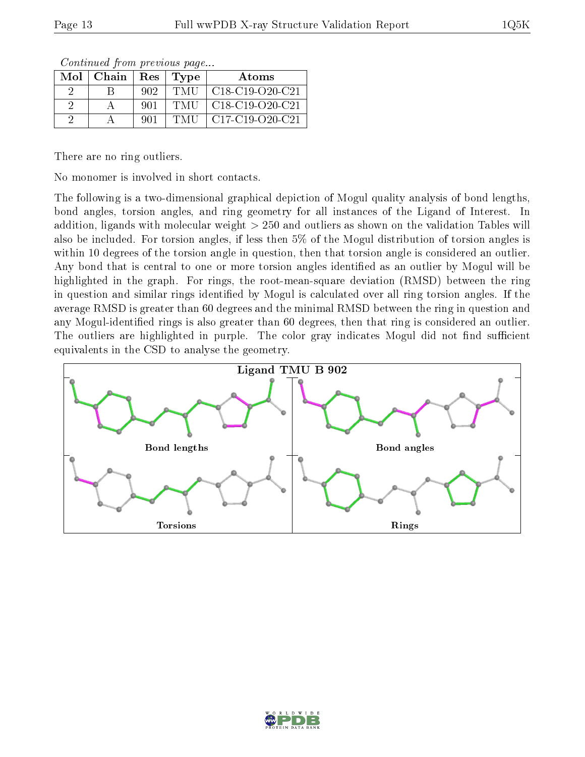*Continued from previous page...*

| Mol | Chain | Res | Type | Atoms |
|---|---|---|---|---|
| 2 | B | 902 | TMU | C18-C19-O20-C21 |
| 2 | A | 901 | TMU | C18-C19-O20-C21 |
| 2 | A | 901 | TMU | C17-C19-O20-C21 |

There are no ring outliers.

No monomer is involved in short contacts.

The following is a two-dimensional graphical depiction of Mogul quality analysis of bond lengths, bond angles, torsion angles, and ring geometry for all instances of the Ligand of Interest. In addition, ligands with molecular weight > 250 and outliers as shown on the validation Tables will also be included. For torsion angles, if less then 5% of the Mogul distribution of torsion angles is within 10 degrees of the torsion angle in question, then that torsion angle is considered an outlier. Any bond that is central to one or more torsion angles identified as an outlier by Mogul will be highlighted in the graph. For rings, the root-mean-square deviation (RMSD) between the ring in question and similar rings identified by Mogul is calculated over all ring torsion angles. If the average RMSD is greater than 60 degrees and the minimal RMSD between the ring in question and any Mogul-identified rings is also greater than 60 degrees, then that ring is considered an outlier. The outliers are highlighted in purple. The color gray indicates Mogul did not find sufficient equivalents in the CSD to analyse the geometry.

**Ligand TMU B 902**

Bond lengths

Bond angles

Torsions

Rings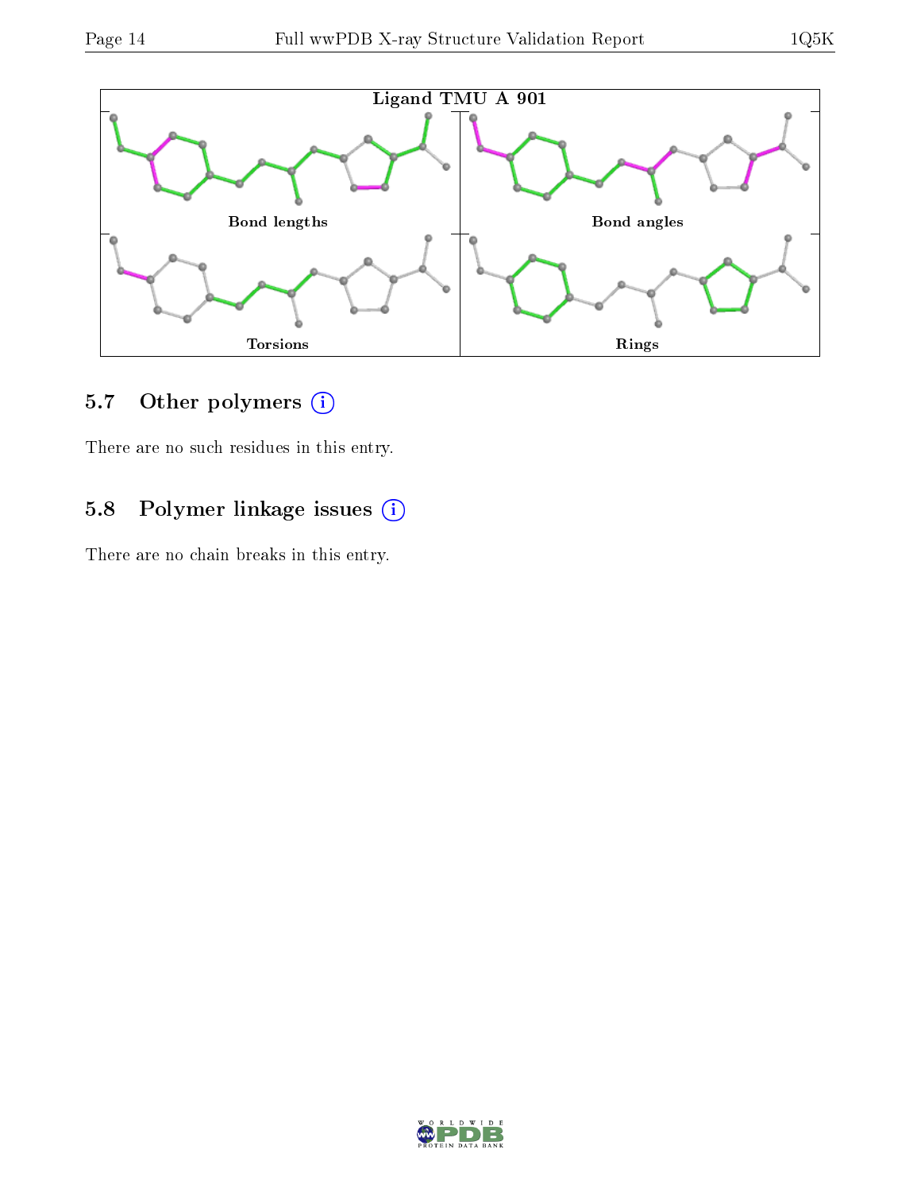Ligand TMU A 901

Bond lengths

Bond angles

Torsions

Rings

## 5.7 Other polymers

There are no such residues in this entry.

## 5.8 Polymer linkage issues

There are no chain breaks in this entry.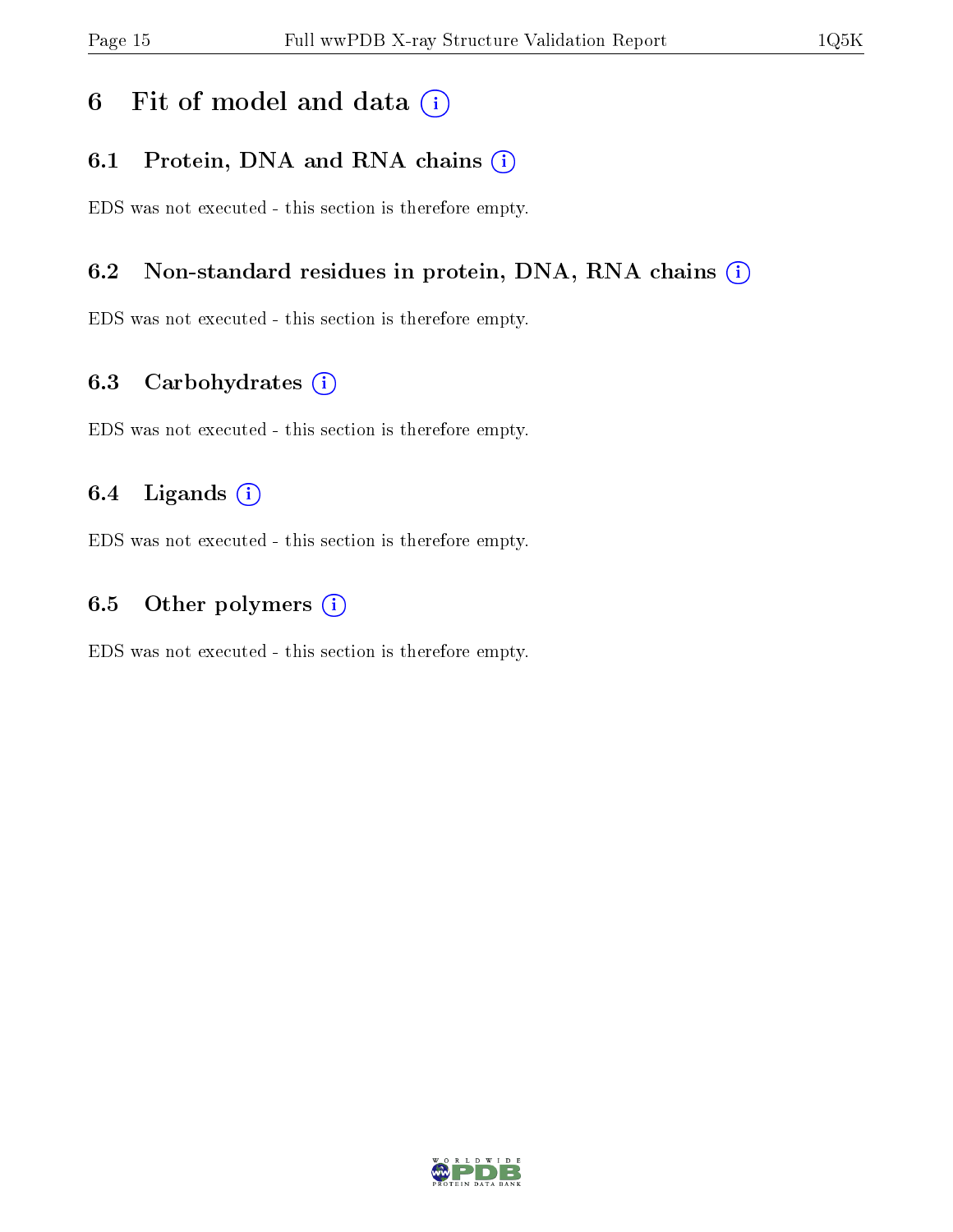# 6 Fit of model and data

## 6.1 Protein, DNA and RNA chains

EDS was not executed - this section is therefore empty.

## 6.2 Non-standard residues in protein, DNA, RNA chains

EDS was not executed - this section is therefore empty.

## 6.3 Carbohydrates

EDS was not executed - this section is therefore empty.

## 6.4 Ligands

EDS was not executed - this section is therefore empty.

## 6.5 Other polymers

EDS was not executed - this section is therefore empty.